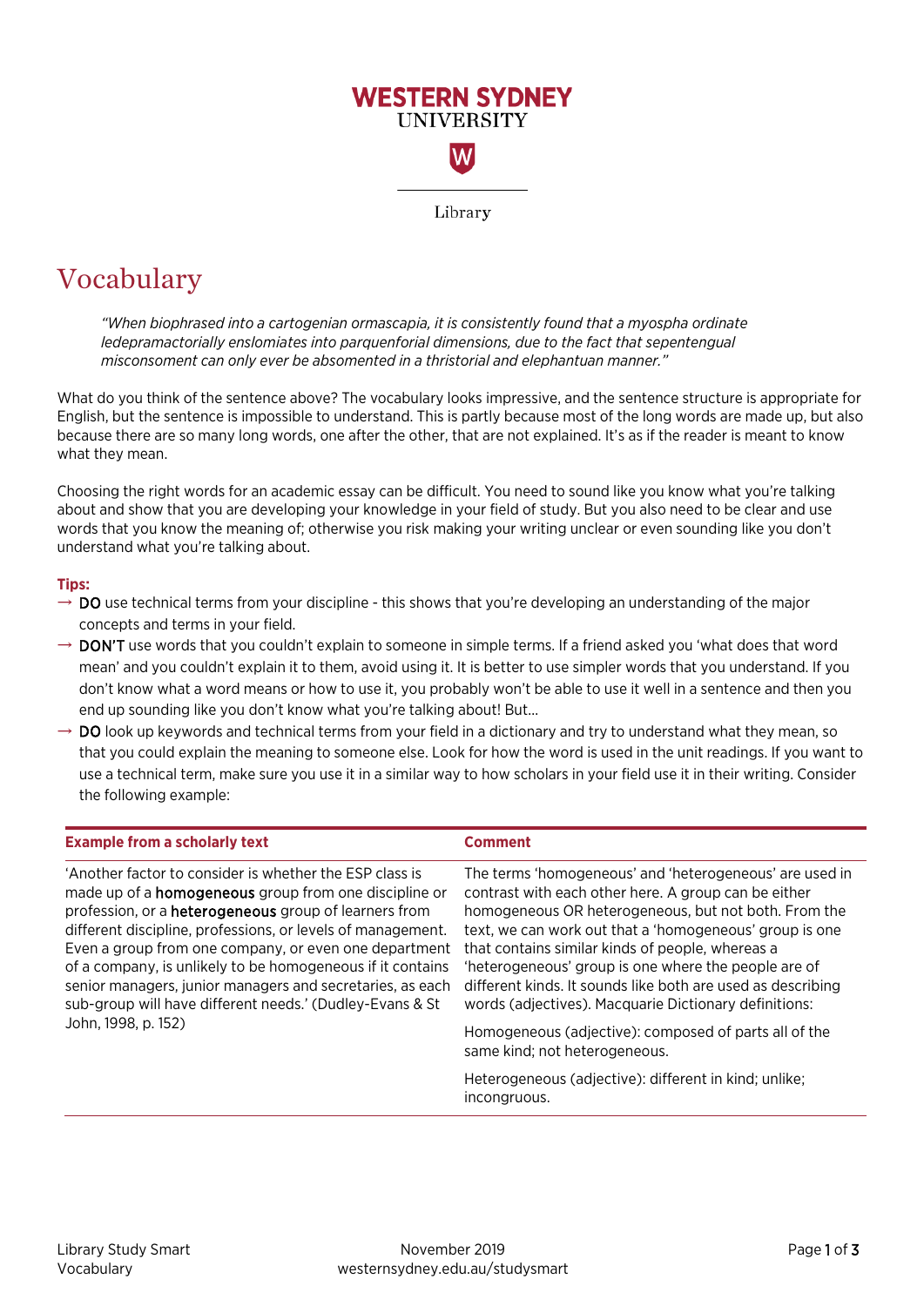WESTERN SYDNEY UNIVERSITY

Library

# Vocabulary

> *"When biophrased into a cartogenian ormascapia, it is consistently found that a myospha ordinate ledepramactorially enslomiates into parquenforial dimensions, due to the fact that sepentengual misconsonment can only ever be absomented in a thristorial and elephantuan manner."*

What do you think of the sentence above? The vocabulary looks impressive, and the sentence structure is appropriate for English, but the sentence is impossible to understand. This is partly because most of the long words are made up, but also because there are so many long words, one after the other, that are not explained. It's as if the reader is meant to know what they mean.

Choosing the right words for an academic essay can be difficult. You need to sound like you know what you're talking about and show that you are developing your knowledge in your field of study. But you also need to be clear and use words that you know the meaning of; otherwise you risk making your writing unclear or even sounding like you don't understand what you're talking about.

**Tips:**

→ **DO** use technical terms from your discipline - this shows that you're developing an understanding of the major concepts and terms in your field.

→ **DON'T** use words that you couldn't explain to someone in simple terms. If a friend asked you 'what does that word mean' and you couldn't explain it to them, avoid using it. It is better to use simpler words that you understand. If you don't know what a word means or how to use it, you probably won't be able to use it well in a sentence and then you end up sounding like you don't know what you're talking about! But...

→ **DO** look up keywords and technical terms from your field in a dictionary and try to understand what they mean, so that you could explain the meaning to someone else. Look for how the word is used in the unit readings. If you want to use a technical term, make sure you use it in a similar way to how scholars in your field use it in their writing. Consider the following example:

| Example from a scholarly text | Comment |
|---|---|
| 'Another factor to consider is whether the ESP class is made up of a **homogeneous** group from one discipline or profession, or a **heterogeneous** group of learners from different discipline, professions, or levels of management. Even a group from one company, or even one department of a company, is unlikely to be homogeneous if it contains senior managers, junior managers and secretaries, as each sub-group will have different needs.' (Dudley-Evans & St John, 1998, p. 152) | The terms 'homogeneous' and 'heterogeneous' are used in contrast with each other here. A group can be either homogeneous OR heterogeneous, but not both. From the text, we can work out that a 'homogeneous' group is one that contains similar kinds of people, whereas a 'heterogeneous' group is one where the people are of different kinds. It sounds like both are used as describing words (adjectives). Macquarie Dictionary definitions:<br><br>Homogeneous (adjective): composed of parts all of the same kind; not heterogeneous.<br><br>Heterogeneous (adjective): different in kind; unlike; incongruous. |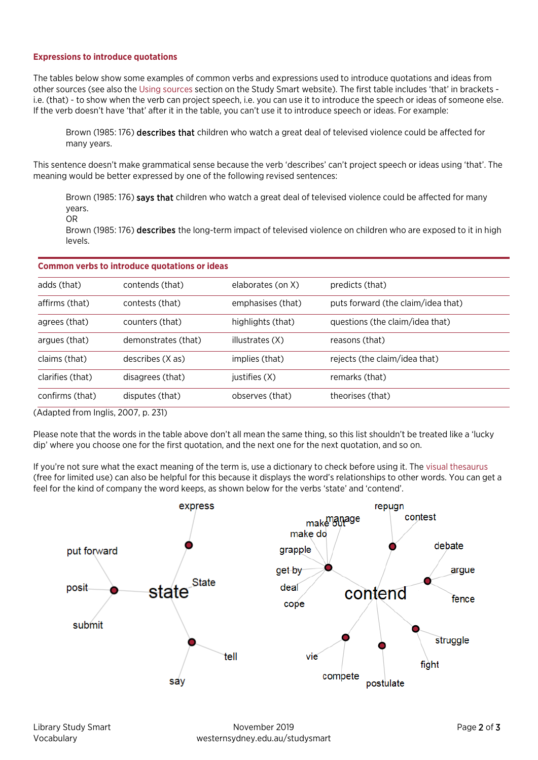### Expressions to introduce quotations

The tables below show some examples of common verbs and expressions used to introduce quotations and ideas from other sources (see also the Using sources section on the Study Smart website). The first table includes 'that' in brackets - i.e. (that) - to show when the verb can project speech, i.e. you can use it to introduce the speech or ideas of someone else. If the verb doesn't have 'that' after it in the table, you can't use it to introduce speech or ideas. For example:

> Brown (1985: 176) **describes that** children who watch a great deal of televised violence could be affected for many years.

This sentence doesn't make grammatical sense because the verb 'describes' can't project speech or ideas using 'that'. The meaning would be better expressed by one of the following revised sentences:

> Brown (1985: 176) **says that** children who watch a great deal of televised violence could be affected for many years.
> OR
> Brown (1985: 176) **describes** the long-term impact of televised violence on children who are exposed to it in high levels.

**Common verbs to introduce quotations or ideas**

| | | | |
|---|---|---|---|
| adds (that) | contends (that) | elaborates (on X) | predicts (that) |
| affirms (that) | contests (that) | emphasises (that) | puts forward (the claim/idea that) |
| agrees (that) | counters (that) | highlights (that) | questions (the claim/idea that) |
| argues (that) | demonstrates (that) | illustrates (X) | reasons (that) |
| claims (that) | describes (X as) | implies (that) | rejects (the claim/idea that) |
| clarifies (that) | disagrees (that) | justifies (X) | remarks (that) |
| confirms (that) | disputes (that) | observes (that) | theorises (that) |

(Adapted from Inglis, 2007, p. 231)

Please note that the words in the table above don't all mean the same thing, so this list shouldn't be treated like a 'lucky dip' where you choose one for the first quotation, and the next one for the next quotation, and so on.

If you're not sure what the exact meaning of the term is, use a dictionary to check before using it. The visual thesaurus (free for limited use) can also be helpful for this because it displays the word's relationships to other words. You can get a feel for the kind of company the word keeps, as shown below for the verbs 'state' and 'contend'.

state: express; put forward, posit, submit; State; tell, say

contend: make out, manage, make do, grapple, get by, deal, cope; repugn, contest; debate, argue, fence; struggle, fight; vie, compete; postulate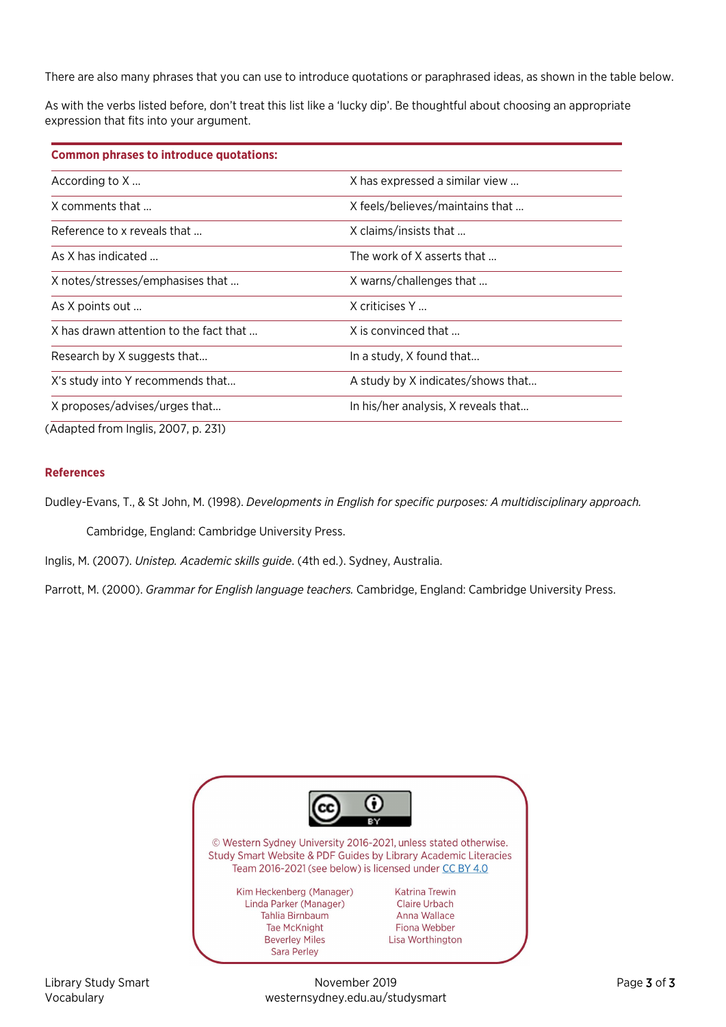There are also many phrases that you can use to introduce quotations or paraphrased ideas, as shown in the table below.

As with the verbs listed before, don't treat this list like a 'lucky dip'. Be thoughtful about choosing an appropriate expression that fits into your argument.

| **Common phrases to introduce quotations:** | |
|---|---|
| According to X … | X has expressed a similar view … |
| X comments that … | X feels/believes/maintains that … |
| Reference to x reveals that … | X claims/insists that … |
| As X has indicated … | The work of X asserts that … |
| X notes/stresses/emphasises that … | X warns/challenges that … |
| As X points out … | X criticises Y … |
| X has drawn attention to the fact that … | X is convinced that … |
| Research by X suggests that… | In a study, X found that… |
| X's study into Y recommends that… | A study by X indicates/shows that… |
| X proposes/advises/urges that… | In his/her analysis, X reveals that… |

(Adapted from Inglis, 2007, p. 231)

## References

Dudley-Evans, T., & St John, M. (1998). *Developments in English for specific purposes: A multidisciplinary approach.* Cambridge, England: Cambridge University Press.

Inglis, M. (2007). *Unistep. Academic skills guide*. (4th ed.). Sydney, Australia.

Parrott, M. (2000). *Grammar for English language teachers.* Cambridge, England: Cambridge University Press.

© Western Sydney University 2016-2021, unless stated otherwise. Study Smart Website & PDF Guides by Library Academic Literacies Team 2016-2021 (see below) is licensed under CC BY 4.0

Kim Heckenberg (Manager)
Linda Parker (Manager)
Tahlia Birnbaum
Tae McKnight
Beverley Miles
Sara Perley
Katrina Trewin
Claire Urbach
Anna Wallace
Fiona Webber
Lisa Worthington

Library Study Smart
Vocabulary

November 2019
westernsydney.edu.au/studysmart